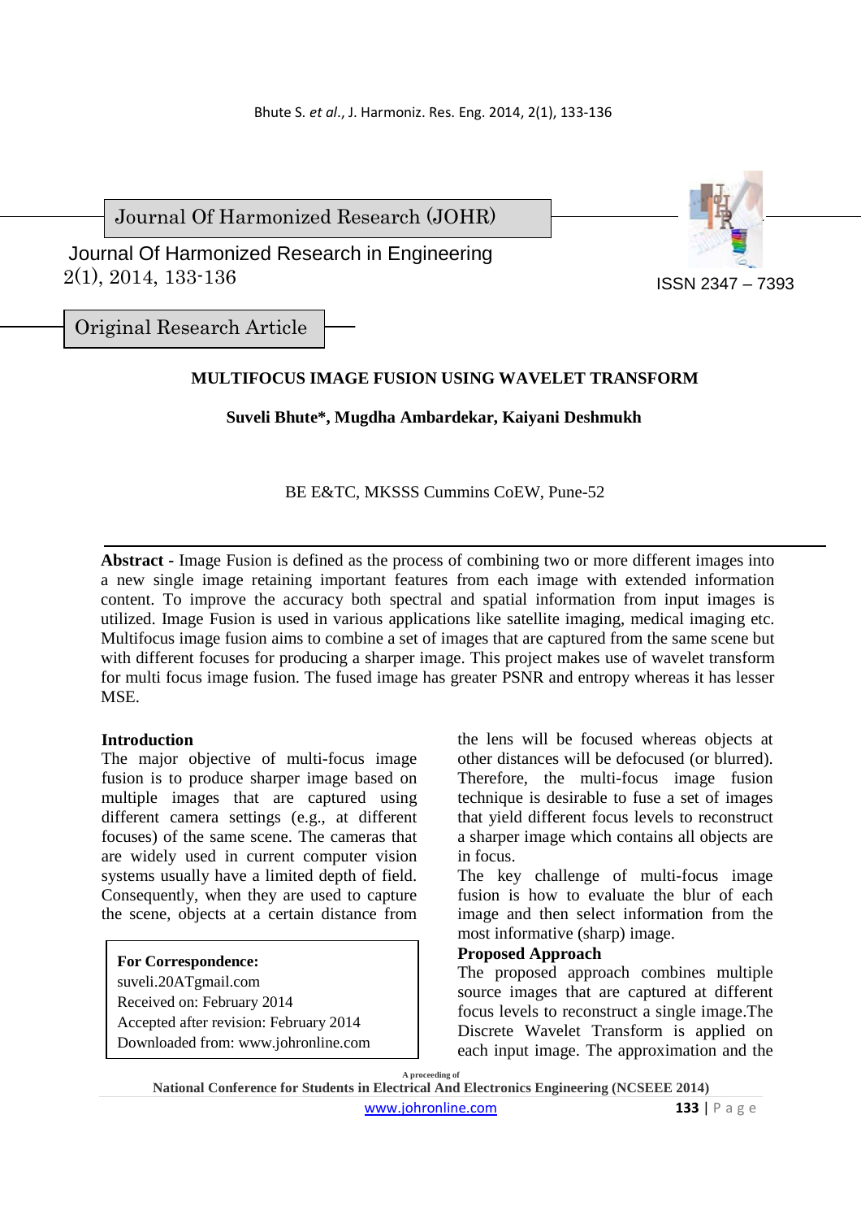Journal Of Harmonized Research (JOHR)

Journal Of Harmonized Research in Engineering
2(1), 2014, 133-136

ISSN 2347 – 7393

Original Research Article

# MULTIFOCUS IMAGE FUSION USING WAVELET TRANSFORM

**Suveli Bhute\*, Mugdha Ambardekar, Kaiyani Deshmukh**

BE E&TC, MKSSS Cummins CoEW, Pune-52

**Abstract -** Image Fusion is defined as the process of combining two or more different images into a new single image retaining important features from each image with extended information content. To improve the accuracy both spectral and spatial information from input images is utilized. Image Fusion is used in various applications like satellite imaging, medical imaging etc. Multifocus image fusion aims to combine a set of images that are captured from the same scene but with different focuses for producing a sharper image. This project makes use of wavelet transform for multi focus image fusion. The fused image has greater PSNR and entropy whereas it has lesser MSE.

## Introduction

The major objective of multi-focus image fusion is to produce sharper image based on multiple images that captured using different camera settings (e.g., at different focuses) of the same scene. The cameras that are widely used in current computer vision systems usually have a limited depth of field. Consequently, when they are used to capture the scene, objects at a certain distance from the lens will be focused whereas objects at other distances will be defocused (or blurred). Therefore, the multi-focus image fusion technique is desirable to fuse a set of images that yield different focus levels to reconstruct a sharper image which contains all objects are in focus.

The key challenge of multi-focus image fusion is how to evaluate the blur of each image and then select information from the most informative (sharp) image.

**For Correspondence:**
suveli.20ATgmail.com
Received on: February 2014
Accepted after revision: February 2014
Downloaded from: www.johronline.com

## Proposed Approach

The proposed approach combines multiple source images that are captured at different focus levels to reconstruct a single image.The Discrete Wavelet Transform is applied on each input image. The approximation and the

A proceeding of
National Conference for Students in Electrical And Electronics Engineering (NCSEEE 2014)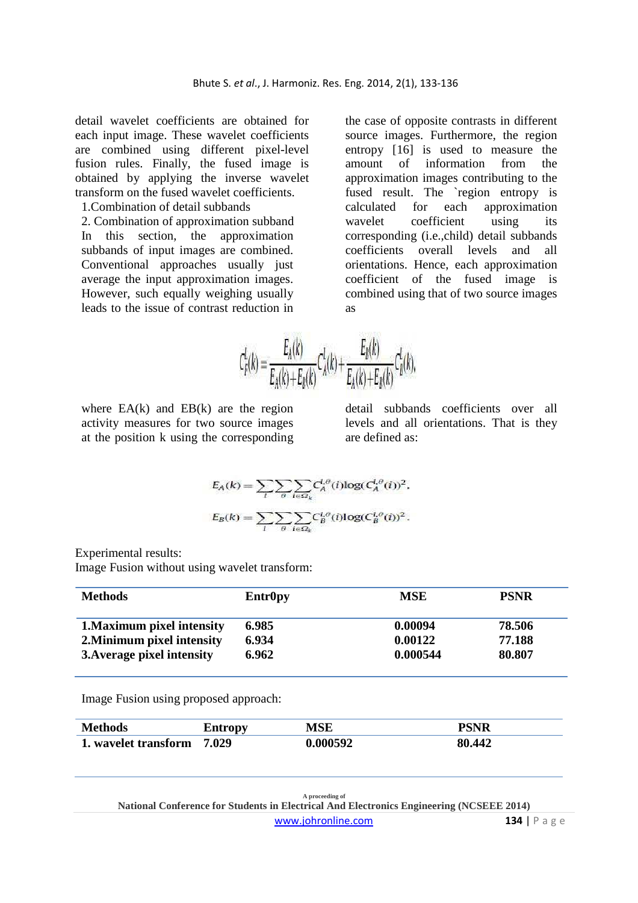detail wavelet coefficients are obtained for each input image. These wavelet coefficients are combined using different pixel-level fusion rules. Finally, the fused image is obtained by applying the inverse wavelet transform on the fused wavelet coefficients.

1.Combination of detail subbands

2. Combination of approximation subband

In this section, the approximation subbands of input images are combined. Conventional approaches usually just average the input approximation images. However, such equally weighing usually leads to the issue of contrast reduction in the case of opposite contrasts in different source images. Furthermore, the region entropy [16] is used to measure the amount of information from the approximation images contributing to the fused result. The `region entropy is calculated for each approximation wavelet coefficient using its corresponding (i.e.,child) detail subbands coefficients overall levels and all orientations. Hence, each approximation coefficient of the fused image is combined using that of two source images as

$$C_F^l(k) = \frac{E_A(k)}{E_A(k)+E_B(k)} C_A^l(k) + \frac{E_B(k)}{E_A(k)+E_B(k)} C_B^l(k),$$

where EA(k) and EB(k) are the region activity measures for two source images at the position k using the corresponding detail subbands coefficients over all levels and all orientations. That is they are defined as:

$$E_A(k) = \sum_l \sum_\theta \sum_{i \in \Omega_k} C_A^{l,\theta}(i) \log(C_A^{l,\theta}(i))^2.$$

$$E_B(k) = \sum_l \sum_\theta \sum_{i \in \Omega_k} C_B^{l,\theta}(i) \log(C_B^{l,\theta}(i))^2.$$

Experimental results:

Image Fusion without using wavelet transform:

| Methods | Entr0py | MSE | PSNR |
|---|---|---|---|
| **1.Maximum pixel intensity** | **6.985** | **0.00094** | **78.506** |
| **2.Minimum pixel intensity** | **6.934** | **0.00122** | **77.188** |
| **3.Average pixel intensity** | **6.962** | **0.000544** | **80.807** |

Image Fusion using proposed approach:

| Methods | Entropy | MSE | PSNR |
|---|---|---|---|
| **1. wavelet transform** | **7.029** | **0.000592** | **80.442** |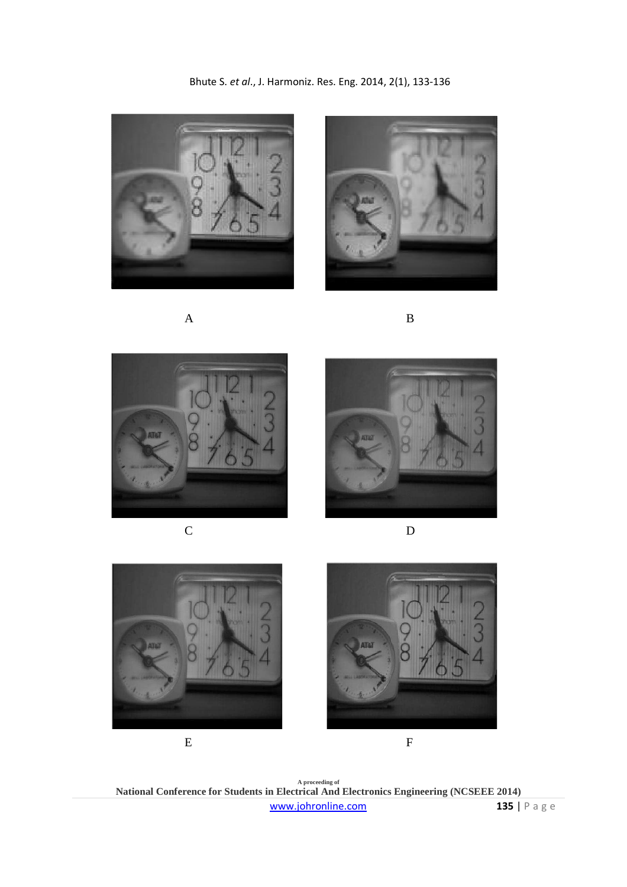A

B

C

D

E

F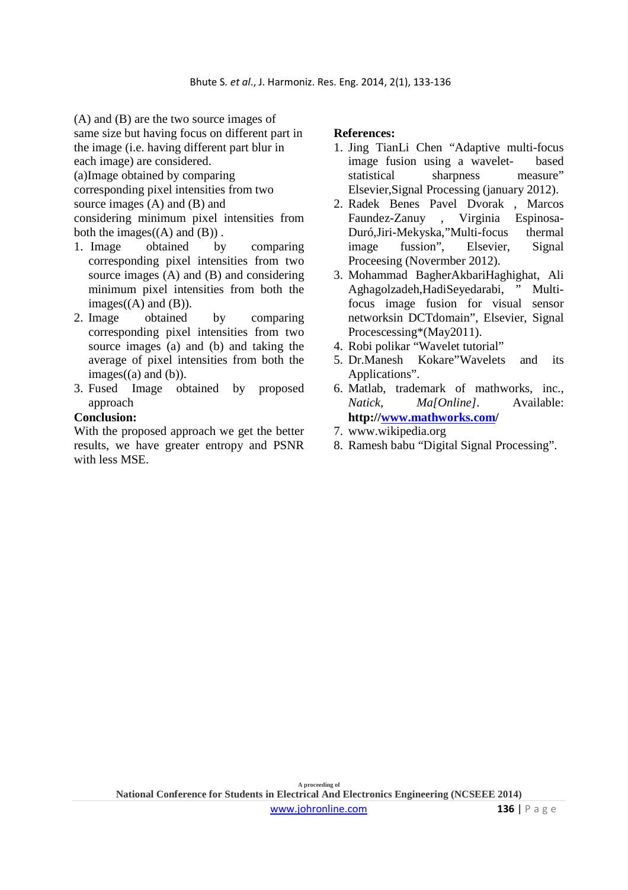(A) and (B) are the two source images of same size but having focus on different part in the image (i.e. having different part blur in each image) are considered.

(a)Image obtained by comparing corresponding pixel intensities from two source images (A) and (B) and considering minimum pixel intensities from both the images((A) and (B)) .

1. Image obtained by comparing corresponding pixel intensities from two source images (A) and (B) and considering minimum pixel intensities from both the images((A) and (B)).
2. Image obtained by comparing corresponding pixel intensities from two source images (a) and (b) and taking the average of pixel intensities from both the images((a) and (b)).
3. Fused Image obtained by proposed approach

**Conclusion:**

With the proposed approach we get the better results, we have greater entropy and PSNR with less MSE.

**References:**

1. Jing TianLi Chen “Adaptive multi-focus image fusion using a wavelet- based statistical sharpness measure” Elsevier,Signal Processing (january 2012).
2. Radek Benes Pavel Dvorak , Marcos Faundez-Zanuy , Virginia Espinosa-Duró,Jiri-Mekyska,”Multi-focus thermal image fusion”, Elsevier, Signal Proceesing (Novermber 2012).
3. Mohammad BagherAkbariHaghighat, Ali Aghagolzadeh,HadiSeyedarabi, ” Multi-focus image fusion for visual sensor networksin DCTdomain”, Elsevier, Signal Procescessing*(May2011).
4. Robi polikar “Wavelet tutorial”
5. Dr.Manesh Kokare”Wavelets and its Applications”.
6. Matlab, trademark of mathworks, inc., *Natick, Ma[Online]*. Available: **http://www.mathworks.com/**
7. www.wikipedia.org
8. Ramesh babu “Digital Signal Processing”.